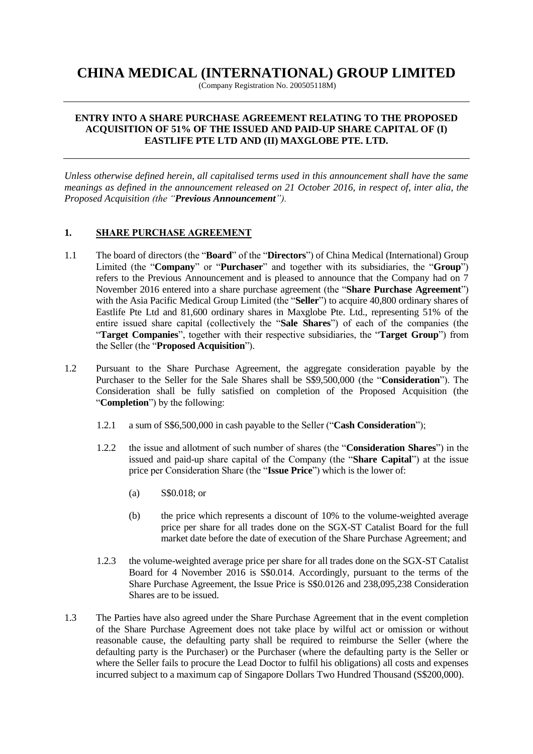# CHINA MEDICAL (INTERNATIONAL) GROUP LIMITED

(Company Registration No. 200505118M)

---

## ENTRY INTO A SHARE PURCHASE AGREEMENT RELATING TO THE PROPOSED ACQUISITION OF 51% OF THE ISSUED AND PAID-UP SHARE CAPITAL OF (I) EASTLIFE PTE LTD AND (II) MAXGLOBE PTE. LTD.

---

*Unless otherwise defined herein, all capitalised terms used in this announcement shall have the same meanings as defined in the announcement released on 21 October 2016, in respect of, inter alia, the Proposed Acquisition (the "**Previous Announcement**").*

### 1. SHARE PURCHASE AGREEMENT

1.1 The board of directors (the "**Board**" of the "**Directors**") of China Medical (International) Group Limited (the "**Company**" or "**Purchaser**" and together with its subsidiaries, the "**Group**") refers to the Previous Announcement and is pleased to announce that the Company had on 7 November 2016 entered into a share purchase agreement (the "**Share Purchase Agreement**") with the Asia Pacific Medical Group Limited (the "**Seller**") to acquire 40,800 ordinary shares of Eastlife Pte Ltd and 81,600 ordinary shares in Maxglobe Pte. Ltd., representing 51% of the entire issued share capital (collectively the "**Sale Shares**") of each of the companies (the "**Target Companies**", together with their respective subsidiaries, the "**Target Group**") from the Seller (the "**Proposed Acquisition**").

1.2 Pursuant to the Share Purchase Agreement, the aggregate consideration payable by the Purchaser to the Seller for the Sale Shares shall be S$9,500,000 (the "**Consideration**"). The Consideration shall be fully satisfied on completion of the Proposed Acquisition (the "**Completion**") by the following:

1.2.1 a sum of S$6,500,000 in cash payable to the Seller ("**Cash Consideration**");

1.2.2 the issue and allotment of such number of shares (the "**Consideration Shares**") in the issued and paid-up share capital of the Company (the "**Share Capital**") at the issue price per Consideration Share (the "**Issue Price**") which is the lower of:

(a) S$0.018; or

(b) the price which represents a discount of 10% to the volume-weighted average price per share for all trades done on the SGX-ST Catalist Board for the full market date before the date of execution of the Share Purchase Agreement; and

1.2.3 the volume-weighted average price per share for all trades done on the SGX-ST Catalist Board for 4 November 2016 is S$0.014. Accordingly, pursuant to the terms of the Share Purchase Agreement, the Issue Price is S$0.0126 and 238,095,238 Consideration Shares are to be issued.

1.3 The Parties have also agreed under the Share Purchase Agreement that in the event completion of the Share Purchase Agreement does not take place by wilful act or omission or without reasonable cause, the defaulting party shall be required to reimburse the Seller (where the defaulting party is the Purchaser) or the Purchaser (where the defaulting party is the Seller or where the Seller fails to procure the Lead Doctor to fulfil his obligations) all costs and expenses incurred subject to a maximum cap of Singapore Dollars Two Hundred Thousand (S$200,000).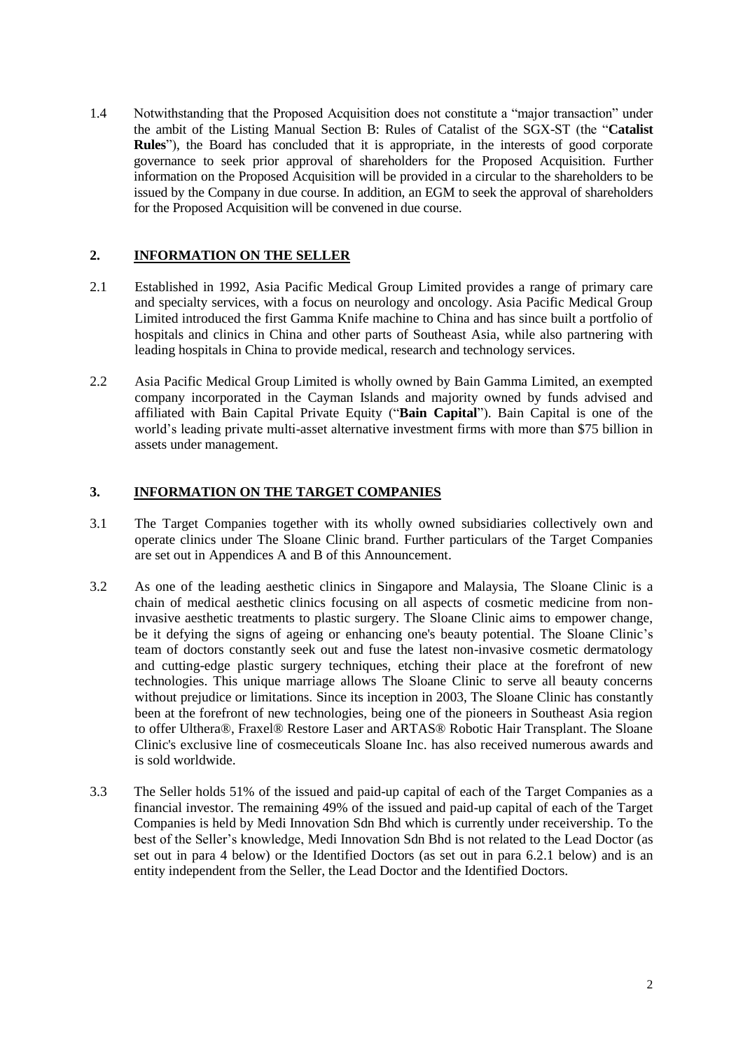1.4 Notwithstanding that the Proposed Acquisition does not constitute a "major transaction" under the ambit of the Listing Manual Section B: Rules of Catalist of the SGX-ST (the "**Catalist Rules**"), the Board has concluded that it is appropriate, in the interests of good corporate governance to seek prior approval of shareholders for the Proposed Acquisition. Further information on the Proposed Acquisition will be provided in a circular to the shareholders to be issued by the Company in due course. In addition, an EGM to seek the approval of shareholders for the Proposed Acquisition will be convened in due course.

## 2. INFORMATION ON THE SELLER

2.1 Established in 1992, Asia Pacific Medical Group Limited provides a range of primary care and specialty services, with a focus on neurology and oncology. Asia Pacific Medical Group Limited introduced the first Gamma Knife machine to China and has since built a portfolio of hospitals and clinics in China and other parts of Southeast Asia, while also partnering with leading hospitals in China to provide medical, research and technology services.

2.2 Asia Pacific Medical Group Limited is wholly owned by Bain Gamma Limited, an exempted company incorporated in the Cayman Islands and majority owned by funds advised and affiliated with Bain Capital Private Equity ("**Bain Capital**"). Bain Capital is one of the world's leading private multi-asset alternative investment firms with more than $75 billion in assets under management.

## 3. INFORMATION ON THE TARGET COMPANIES

3.1 The Target Companies together with its wholly owned subsidiaries collectively own and operate clinics under The Sloane Clinic brand. Further particulars of the Target Companies are set out in Appendices A and B of this Announcement.

3.2 As one of the leading aesthetic clinics in Singapore and Malaysia, The Sloane Clinic is a chain of medical aesthetic clinics focusing on all aspects of cosmetic medicine from non-invasive aesthetic treatments to plastic surgery. The Sloane Clinic aims to empower change, be it defying the signs of ageing or enhancing one's beauty potential. The Sloane Clinic's team of doctors constantly seek out and fuse the latest non-invasive cosmetic dermatology and cutting-edge plastic surgery techniques, etching their place at the forefront of new technologies. This unique marriage allows The Sloane Clinic to serve all beauty concerns without prejudice or limitations. Since its inception in 2003, The Sloane Clinic has constantly been at the forefront of new technologies, being one of the pioneers in Southeast Asia region to offer Ulthera®, Fraxel® Restore Laser and ARTAS® Robotic Hair Transplant. The Sloane Clinic's exclusive line of cosmeceuticals Sloane Inc. has also received numerous awards and is sold worldwide.

3.3 The Seller holds 51% of the issued and paid-up capital of each of the Target Companies as a financial investor. The remaining 49% of the issued and paid-up capital of each of the Target Companies is held by Medi Innovation Sdn Bhd which is currently under receivership. To the best of the Seller's knowledge, Medi Innovation Sdn Bhd is not related to the Lead Doctor (as set out in para 4 below) or the Identified Doctors (as set out in para 6.2.1 below) and is an entity independent from the Seller, the Lead Doctor and the Identified Doctors.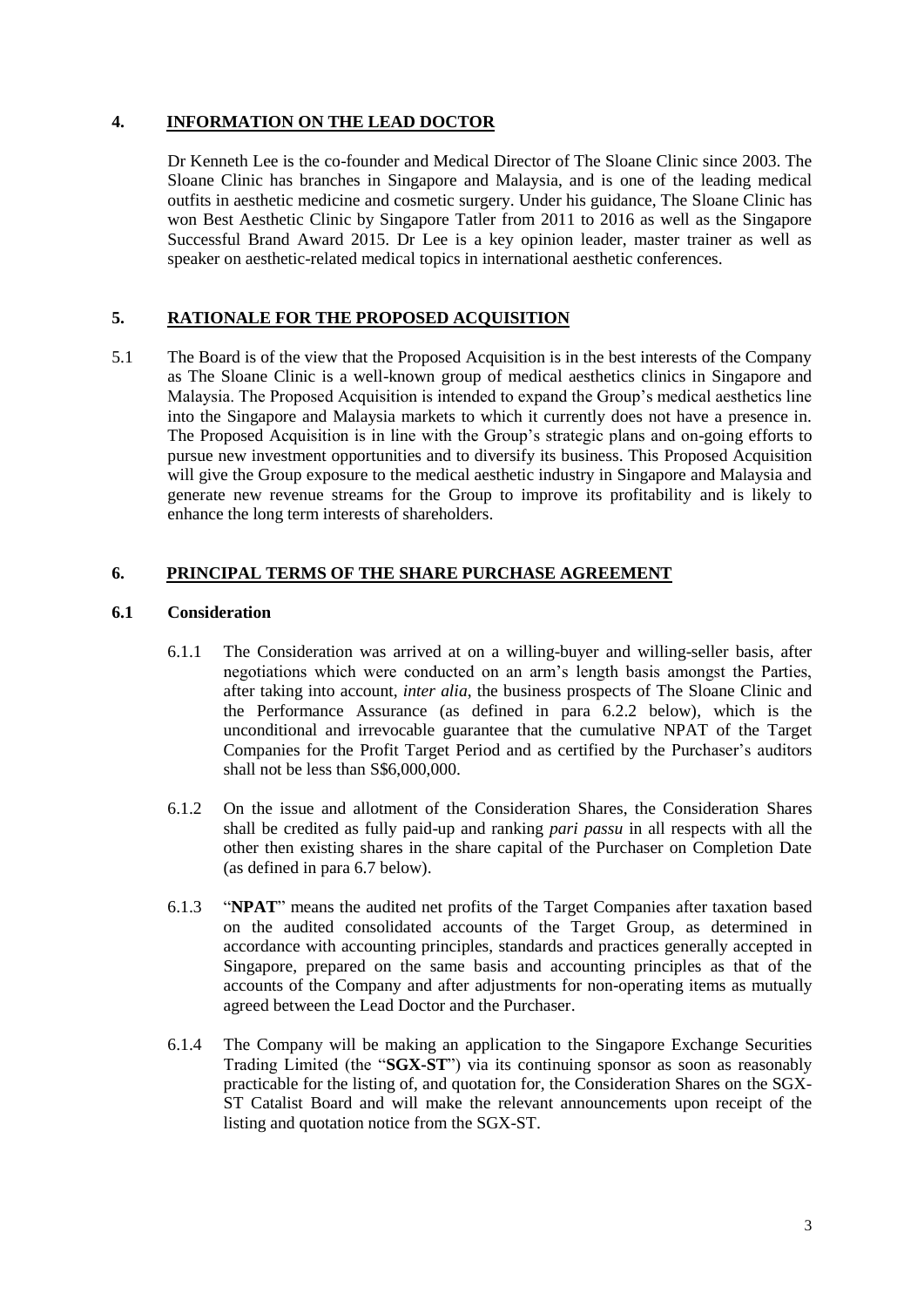## 4. INFORMATION ON THE LEAD DOCTOR

Dr Kenneth Lee is the co-founder and Medical Director of The Sloane Clinic since 2003. The Sloane Clinic has branches in Singapore and Malaysia, and is one of the leading medical outfits in aesthetic medicine and cosmetic surgery. Under his guidance, The Sloane Clinic has won Best Aesthetic Clinic by Singapore Tatler from 2011 to 2016 as well as the Singapore Successful Brand Award 2015. Dr Lee is a key opinion leader, master trainer as well as speaker on aesthetic-related medical topics in international aesthetic conferences.

## 5. RATIONALE FOR THE PROPOSED ACQUISITION

5.1 The Board is of the view that the Proposed Acquisition is in the best interests of the Company as The Sloane Clinic is a well-known group of medical aesthetics clinics in Singapore and Malaysia. The Proposed Acquisition is intended to expand the Group's medical aesthetics line into the Singapore and Malaysia markets to which it currently does not have a presence in. The Proposed Acquisition is in line with the Group's strategic plans and on-going efforts to pursue new investment opportunities and to diversify its business. This Proposed Acquisition will give the Group exposure to the medical aesthetic industry in Singapore and Malaysia and generate new revenue streams for the Group to improve its profitability and is likely to enhance the long term interests of shareholders.

## 6. PRINCIPAL TERMS OF THE SHARE PURCHASE AGREEMENT

### 6.1 Consideration

6.1.1 The Consideration was arrived at on a willing-buyer and willing-seller basis, after negotiations which were conducted on an arm's length basis amongst the Parties, after taking into account, *inter alia*, the business prospects of The Sloane Clinic and the Performance Assurance (as defined in para 6.2.2 below), which is the unconditional and irrevocable guarantee that the cumulative NPAT of the Target Companies for the Profit Target Period and as certified by the Purchaser's auditors shall not be less than S$6,000,000.

6.1.2 On the issue and allotment of the Consideration Shares, the Consideration Shares shall be credited as fully paid-up and ranking *pari passu* in all respects with all the other then existing shares in the share capital of the Purchaser on Completion Date (as defined in para 6.7 below).

6.1.3 "**NPAT**" means the audited net profits of the Target Companies after taxation based on the audited consolidated accounts of the Target Group, as determined in accordance with accounting principles, standards and practices generally accepted in Singapore, prepared on the same basis and accounting principles as that of the accounts of the Company and after adjustments for non-operating items as mutually agreed between the Lead Doctor and the Purchaser.

6.1.4 The Company will be making an application to the Singapore Exchange Securities Trading Limited (the "**SGX-ST**") via its continuing sponsor as soon as reasonably practicable for the listing of, and quotation for, the Consideration Shares on the SGX-ST Catalist Board and will make the relevant announcements upon receipt of the listing and quotation notice from the SGX-ST.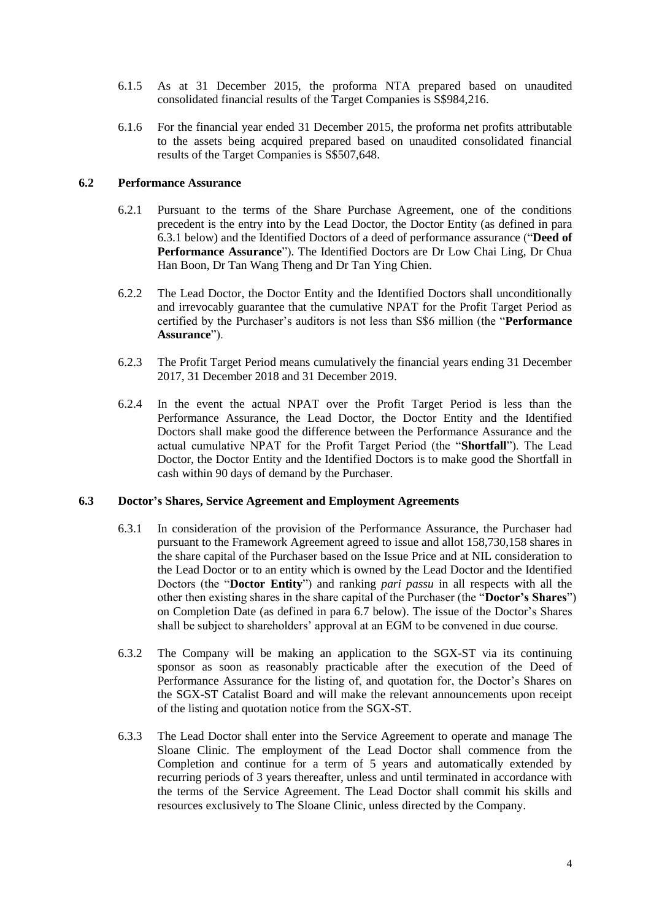6.1.5 As at 31 December 2015, the proforma NTA prepared based on unaudited consolidated financial results of the Target Companies is S$984,216.

6.1.6 For the financial year ended 31 December 2015, the proforma net profits attributable to the assets being acquired prepared based on unaudited consolidated financial results of the Target Companies is S$507,648.

**6.2 Performance Assurance**

6.2.1 Pursuant to the terms of the Share Purchase Agreement, one of the conditions precedent is the entry into by the Lead Doctor, the Doctor Entity (as defined in para 6.3.1 below) and the Identified Doctors of a deed of performance assurance ("**Deed of Performance Assurance**"). The Identified Doctors are Dr Low Chai Ling, Dr Chua Han Boon, Dr Tan Wang Theng and Dr Tan Ying Chien.

6.2.2 The Lead Doctor, the Doctor Entity and the Identified Doctors shall unconditionally and irrevocably guarantee that the cumulative NPAT for the Profit Target Period as certified by the Purchaser's auditors is not less than S$6 million (the "**Performance Assurance**").

6.2.3 The Profit Target Period means cumulatively the financial years ending 31 December 2017, 31 December 2018 and 31 December 2019.

6.2.4 In the event the actual NPAT over the Profit Target Period is less than the Performance Assurance, the Lead Doctor, the Doctor Entity and the Identified Doctors shall make good the difference between the Performance Assurance and the actual cumulative NPAT for the Profit Target Period (the "**Shortfall**"). The Lead Doctor, the Doctor Entity and the Identified Doctors is to make good the Shortfall in cash within 90 days of demand by the Purchaser.

**6.3 Doctor's Shares, Service Agreement and Employment Agreements**

6.3.1 In consideration of the provision of the Performance Assurance, the Purchaser had pursuant to the Framework Agreement agreed to issue and allot 158,730,158 shares in the share capital of the Purchaser based on the Issue Price and at NIL consideration to the Lead Doctor or to an entity which is owned by the Lead Doctor and the Identified Doctors (the "**Doctor Entity**") and ranking *pari passu* in all respects with all the other then existing shares in the share capital of the Purchaser (the "**Doctor's Shares**") on Completion Date (as defined in para 6.7 below). The issue of the Doctor's Shares shall be subject to shareholders' approval at an EGM to be convened in due course.

6.3.2 The Company will be making an application to the SGX-ST via its continuing sponsor as soon as reasonably practicable after the execution of the Deed of Performance Assurance for the listing of, and quotation for, the Doctor's Shares on the SGX-ST Catalist Board and will make the relevant announcements upon receipt of the listing and quotation notice from the SGX-ST.

6.3.3 The Lead Doctor shall enter into the Service Agreement to operate and manage The Sloane Clinic. The employment of the Lead Doctor shall commence from the Completion and continue for a term of 5 years and automatically extended by recurring periods of 3 years thereafter, unless and until terminated in accordance with the terms of the Service Agreement. The Lead Doctor shall commit his skills and resources exclusively to The Sloane Clinic, unless directed by the Company.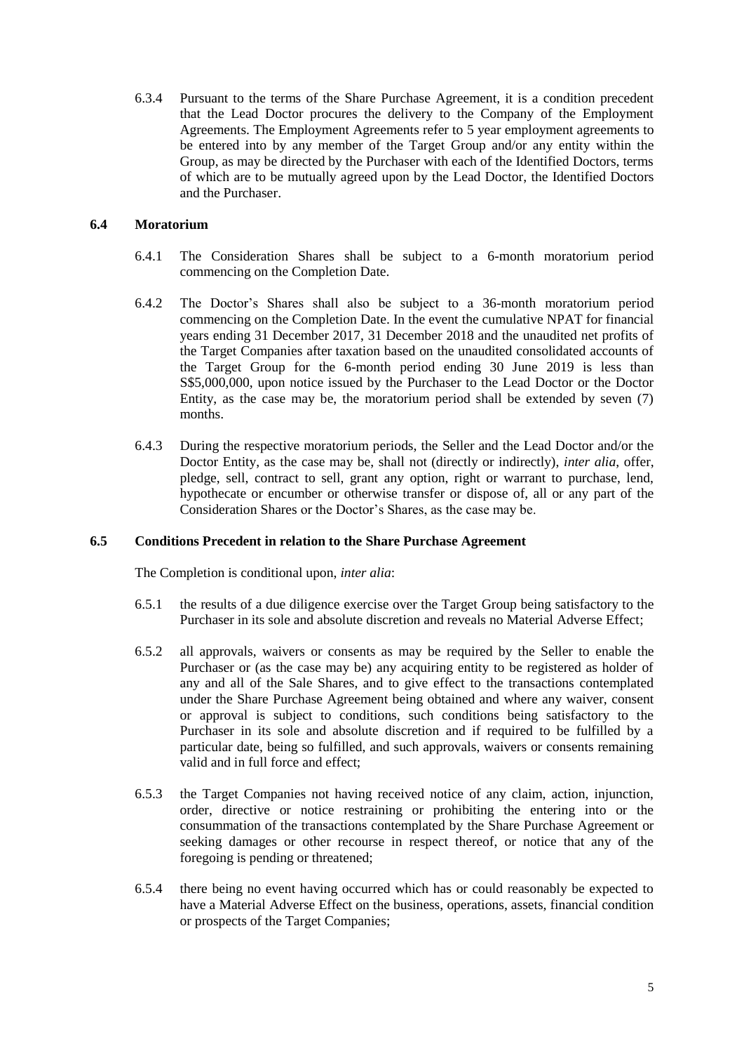6.3.4 Pursuant to the terms of the Share Purchase Agreement, it is a condition precedent that the Lead Doctor procures the delivery to the Company of the Employment Agreements. The Employment Agreements refer to 5 year employment agreements to be entered into by any member of the Target Group and/or any entity within the Group, as may be directed by the Purchaser with each of the Identified Doctors, terms of which are to be mutually agreed upon by the Lead Doctor, the Identified Doctors and the Purchaser.

**6.4 Moratorium**

6.4.1 The Consideration Shares shall be subject to a 6-month moratorium period commencing on the Completion Date.

6.4.2 The Doctor's Shares shall also be subject to a 36-month moratorium period commencing on the Completion Date. In the event the cumulative NPAT for financial years ending 31 December 2017, 31 December 2018 and the unaudited net profits of the Target Companies after taxation based on the unaudited consolidated accounts of the Target Group for the 6-month period ending 30 June 2019 is less than S$5,000,000, upon notice issued by the Purchaser to the Lead Doctor or the Doctor Entity, as the case may be, the moratorium period shall be extended by seven (7) months.

6.4.3 During the respective moratorium periods, the Seller and the Lead Doctor and/or the Doctor Entity, as the case may be, shall not (directly or indirectly), *inter alia*, offer, pledge, sell, contract to sell, grant any option, right or warrant to purchase, lend, hypothecate or encumber or otherwise transfer or dispose of, all or any part of the Consideration Shares or the Doctor's Shares, as the case may be.

**6.5 Conditions Precedent in relation to the Share Purchase Agreement**

The Completion is conditional upon, *inter alia*:

6.5.1 the results of a due diligence exercise over the Target Group being satisfactory to the Purchaser in its sole and absolute discretion and reveals no Material Adverse Effect;

6.5.2 all approvals, waivers or consents as may be required by the Seller to enable the Purchaser or (as the case may be) any acquiring entity to be registered as holder of any and all of the Sale Shares, and to give effect to the transactions contemplated under the Share Purchase Agreement being obtained and where any waiver, consent or approval is subject to conditions, such conditions being satisfactory to the Purchaser in its sole and absolute discretion and if required to be fulfilled by a particular date, being so fulfilled, and such approvals, waivers or consents remaining valid and in full force and effect;

6.5.3 the Target Companies not having received notice of any claim, action, injunction, order, directive or notice restraining or prohibiting the entering into or the consummation of the transactions contemplated by the Share Purchase Agreement or seeking damages or other recourse in respect thereof, or notice that any of the foregoing is pending or threatened;

6.5.4 there being no event having occurred which has or could reasonably be expected to have a Material Adverse Effect on the business, operations, assets, financial condition or prospects of the Target Companies;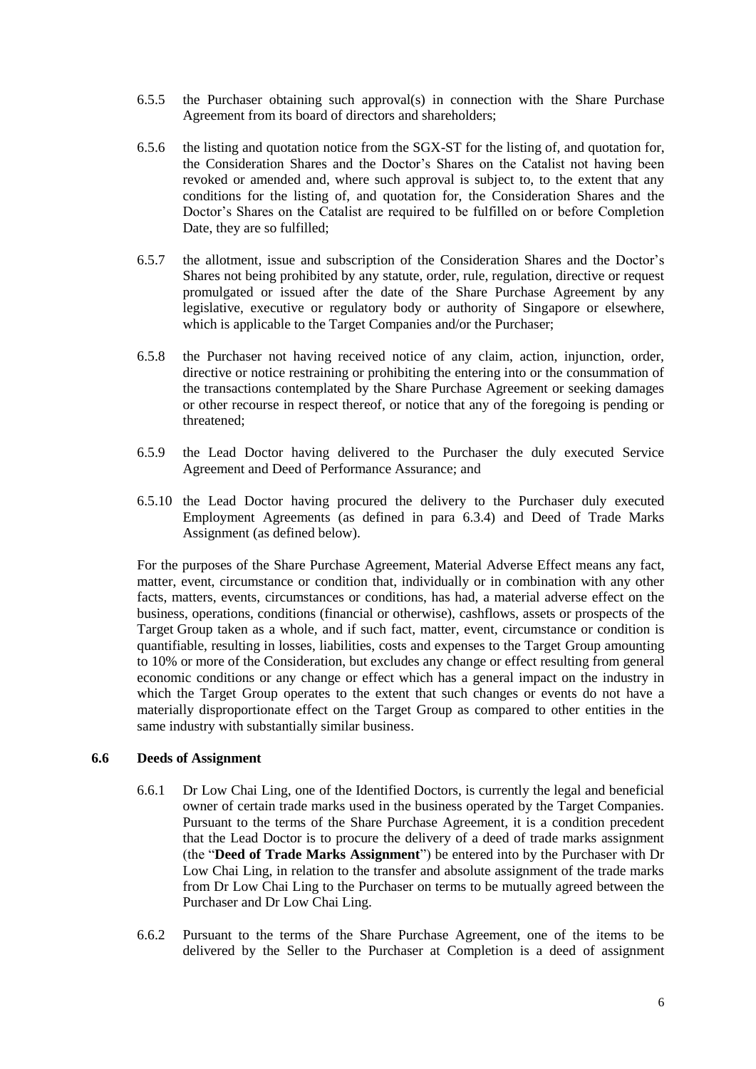6.5.5 the Purchaser obtaining such approval(s) in connection with the Share Purchase Agreement from its board of directors and shareholders;

6.5.6 the listing and quotation notice from the SGX-ST for the listing of, and quotation for, the Consideration Shares and the Doctor's Shares on the Catalist not having been revoked or amended and, where such approval is subject to, to the extent that any conditions for the listing of, and quotation for, the Consideration Shares and the Doctor's Shares on the Catalist are required to be fulfilled on or before Completion Date, they are so fulfilled;

6.5.7 the allotment, issue and subscription of the Consideration Shares and the Doctor's Shares not being prohibited by any statute, order, rule, regulation, directive or request promulgated or issued after the date of the Share Purchase Agreement by any legislative, executive or regulatory body or authority of Singapore or elsewhere, which is applicable to the Target Companies and/or the Purchaser;

6.5.8 the Purchaser not having received notice of any claim, action, injunction, order, directive or notice restraining or prohibiting the entering into or the consummation of the transactions contemplated by the Share Purchase Agreement or seeking damages or other recourse in respect thereof, or notice that any of the foregoing is pending or threatened;

6.5.9 the Lead Doctor having delivered to the Purchaser the duly executed Service Agreement and Deed of Performance Assurance; and

6.5.10 the Lead Doctor having procured the delivery to the Purchaser duly executed Employment Agreements (as defined in para 6.3.4) and Deed of Trade Marks Assignment (as defined below).

For the purposes of the Share Purchase Agreement, Material Adverse Effect means any fact, matter, event, circumstance or condition that, individually or in combination with any other facts, matters, events, circumstances or conditions, has had, a material adverse effect on the business, operations, conditions (financial or otherwise), cashflows, assets or prospects of the Target Group taken as a whole, and if such fact, matter, event, circumstance or condition is quantifiable, resulting in losses, liabilities, costs and expenses to the Target Group amounting to 10% or more of the Consideration, but excludes any change or effect resulting from general economic conditions or any change or effect which has a general impact on the industry in which the Target Group operates to the extent that such changes or events do not have a materially disproportionate effect on the Target Group as compared to other entities in the same industry with substantially similar business.

### 6.6 Deeds of Assignment

6.6.1 Dr Low Chai Ling, one of the Identified Doctors, is currently the legal and beneficial owner of certain trade marks used in the business operated by the Target Companies. Pursuant to the terms of the Share Purchase Agreement, it is a condition precedent that the Lead Doctor is to procure the delivery of a deed of trade marks assignment (the "**Deed of Trade Marks Assignment**") be entered into by the Purchaser with Dr Low Chai Ling, in relation to the transfer and absolute assignment of the trade marks from Dr Low Chai Ling to the Purchaser on terms to be mutually agreed between the Purchaser and Dr Low Chai Ling.

6.6.2 Pursuant to the terms of the Share Purchase Agreement, one of the items to be delivered by the Seller to the Purchaser at Completion is a deed of assignment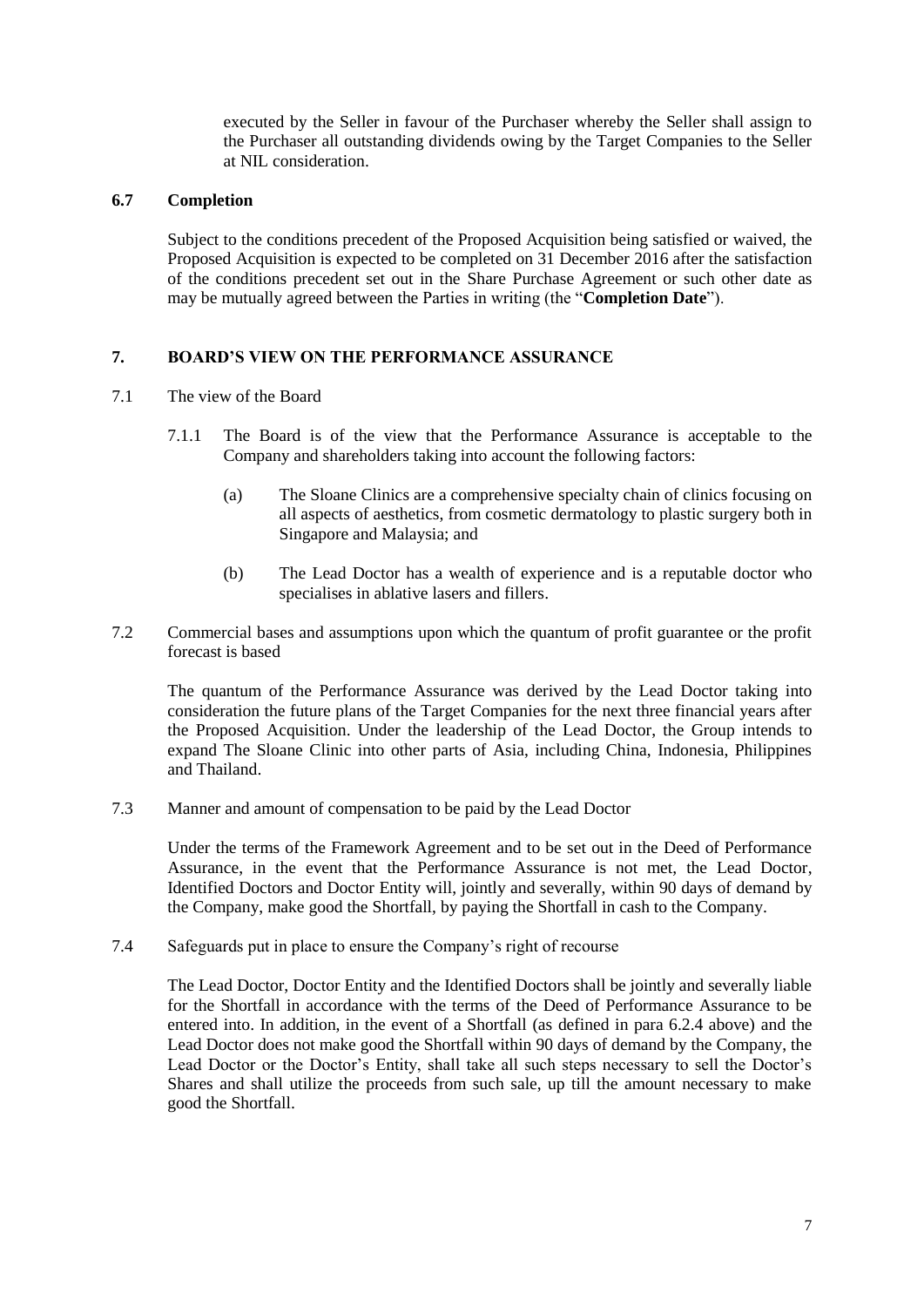executed by the Seller in favour of the Purchaser whereby the Seller shall assign to the Purchaser all outstanding dividends owing by the Target Companies to the Seller at NIL consideration.

### 6.7 Completion

Subject to the conditions precedent of the Proposed Acquisition being satisfied or waived, the Proposed Acquisition is expected to be completed on 31 December 2016 after the satisfaction of the conditions precedent set out in the Share Purchase Agreement or such other date as may be mutually agreed between the Parties in writing (the "**Completion Date**").

## 7. BOARD'S VIEW ON THE PERFORMANCE ASSURANCE

7.1 The view of the Board

7.1.1 The Board is of the view that the Performance Assurance is acceptable to the Company and shareholders taking into account the following factors:

(a) The Sloane Clinics are a comprehensive specialty chain of clinics focusing on all aspects of aesthetics, from cosmetic dermatology to plastic surgery both in Singapore and Malaysia; and

(b) The Lead Doctor has a wealth of experience and is a reputable doctor who specialises in ablative lasers and fillers.

7.2 Commercial bases and assumptions upon which the quantum of profit guarantee or the profit forecast is based

The quantum of the Performance Assurance was derived by the Lead Doctor taking into consideration the future plans of the Target Companies for the next three financial years after the Proposed Acquisition. Under the leadership of the Lead Doctor, the Group intends to expand The Sloane Clinic into other parts of Asia, including China, Indonesia, Philippines and Thailand.

7.3 Manner and amount of compensation to be paid by the Lead Doctor

Under the terms of the Framework Agreement and to be set out in the Deed of Performance Assurance, in the event that the Performance Assurance is not met, the Lead Doctor, Identified Doctors and Doctor Entity will, jointly and severally, within 90 days of demand by the Company, make good the Shortfall, by paying the Shortfall in cash to the Company.

7.4 Safeguards put in place to ensure the Company's right of recourse

The Lead Doctor, Doctor Entity and the Identified Doctors shall be jointly and severally liable for the Shortfall in accordance with the terms of the Deed of Performance Assurance to be entered into. In addition, in the event of a Shortfall (as defined in para 6.2.4 above) and the Lead Doctor does not make good the Shortfall within 90 days of demand by the Company, the Lead Doctor or the Doctor's Entity, shall take all such steps necessary to sell the Doctor's Shares and shall utilize the proceeds from such sale, up till the amount necessary to make good the Shortfall.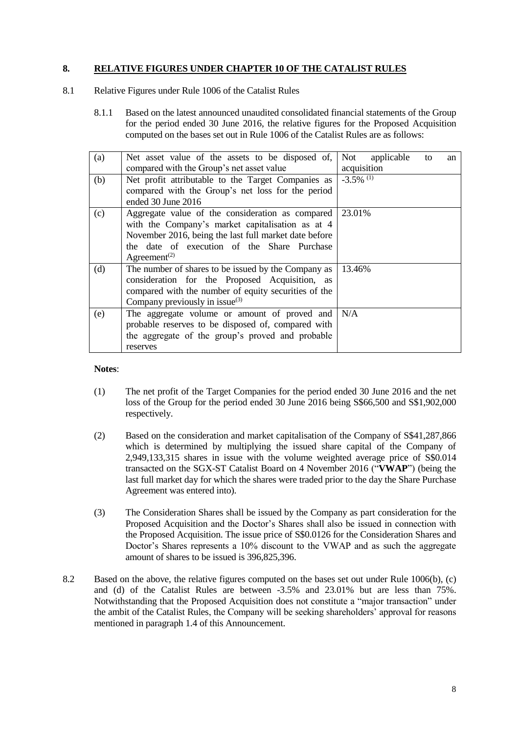## 8. RELATIVE FIGURES UNDER CHAPTER 10 OF THE CATALIST RULES

8.1 Relative Figures under Rule 1006 of the Catalist Rules

8.1.1 Based on the latest announced unaudited consolidated financial statements of the Group for the period ended 30 June 2016, the relative figures for the Proposed Acquisition computed on the bases set out in Rule 1006 of the Catalist Rules are as follows:

| | | |
|---|---|---|
| (a) | Net asset value of the assets to be disposed of, compared with the Group's net asset value | Not applicable to an acquisition |
| (b) | Net profit attributable to the Target Companies as compared with the Group's net loss for the period ended 30 June 2016 | -3.5% [(1)] |
| (c) | Aggregate value of the consideration as compared with the Company's market capitalisation as at 4 November 2016, being the last full market date before the date of execution of the Share Purchase Agreement[(2)] | 23.01% |
| (d) | The number of shares to be issued by the Company as consideration for the Proposed Acquisition, as compared with the number of equity securities of the Company previously in issue[(3)] | 13.46% |
| (e) | The aggregate volume or amount of proved and probable reserves to be disposed of, compared with the aggregate of the group's proved and probable reserves | N/A |

**Notes**:

(1) The net profit of the Target Companies for the period ended 30 June 2016 and the net loss of the Group for the period ended 30 June 2016 being S$66,500 and S$1,902,000 respectively.

(2) Based on the consideration and market capitalisation of the Company of S$41,287,866 which is determined by multiplying the issued share capital of the Company of 2,949,133,315 shares in issue with the volume weighted average price of S$0.014 transacted on the SGX-ST Catalist Board on 4 November 2016 ("**VWAP**") (being the last full market day for which the shares were traded prior to the day the Share Purchase Agreement was entered into).

(3) The Consideration Shares shall be issued by the Company as part consideration for the Proposed Acquisition and the Doctor's Shares shall also be issued in connection with the Proposed Acquisition. The issue price of S$0.0126 for the Consideration Shares and Doctor's Shares represents a 10% discount to the VWAP and as such the aggregate amount of shares to be issued is 396,825,396.

8.2 Based on the above, the relative figures computed on the bases set out under Rule 1006(b), (c) and (d) of the Catalist Rules are between -3.5% and 23.01% but are less than 75%. Notwithstanding that the Proposed Acquisition does not constitute a "major transaction" under the ambit of the Catalist Rules, the Company will be seeking shareholders' approval for reasons mentioned in paragraph 1.4 of this Announcement.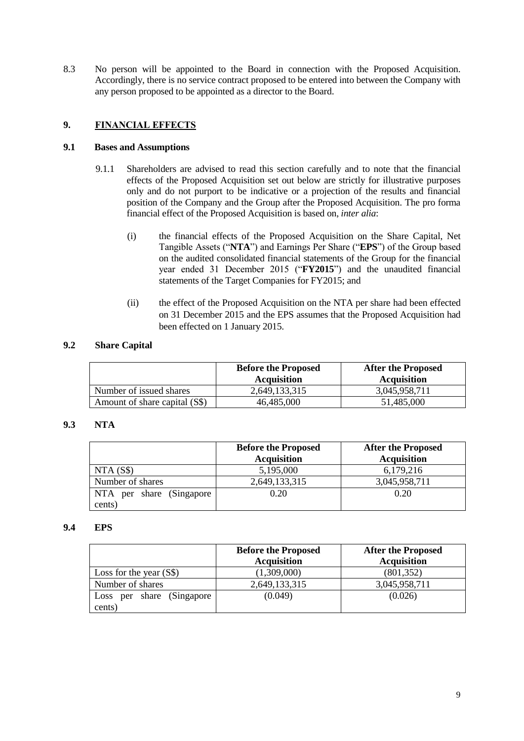8.3 No person will be appointed to the Board in connection with the Proposed Acquisition. Accordingly, there is no service contract proposed to be entered into between the Company with any person proposed to be appointed as a director to the Board.

## 9. FINANCIAL EFFECTS

### 9.1 Bases and Assumptions

9.1.1 Shareholders are advised to read this section carefully and to note that the financial effects of the Proposed Acquisition set out below are strictly for illustrative purposes only and do not purport to be indicative or a projection of the results and financial position of the Company and the Group after the Proposed Acquisition. The pro forma financial effect of the Proposed Acquisition is based on, *inter alia*:

(i) the financial effects of the Proposed Acquisition on the Share Capital, Net Tangible Assets ("**NTA**") and Earnings Per Share ("**EPS**") of the Group based on the audited consolidated financial statements of the Group for the financial year ended 31 December 2015 ("**FY2015**") and the unaudited financial statements of the Target Companies for FY2015; and

(ii) the effect of the Proposed Acquisition on the NTA per share had been effected on 31 December 2015 and the EPS assumes that the Proposed Acquisition had been effected on 1 January 2015.

### 9.2 Share Capital

| | Before the Proposed Acquisition | After the Proposed Acquisition |
|---|---|---|
| Number of issued shares | 2,649,133,315 | 3,045,958,711 |
| Amount of share capital (S$) | 46,485,000 | 51,485,000 |

### 9.3 NTA

| | Before the Proposed Acquisition | After the Proposed Acquisition |
|---|---|---|
| NTA (S$) | 5,195,000 | 6,179,216 |
| Number of shares | 2,649,133,315 | 3,045,958,711 |
| NTA per share (Singapore cents) | 0.20 | 0.20 |

### 9.4 EPS

| | Before the Proposed Acquisition | After the Proposed Acquisition |
|---|---|---|
| Loss for the year (S$) | (1,309,000) | (801,352) |
| Number of shares | 2,649,133,315 | 3,045,958,711 |
| Loss per share (Singapore cents) | (0.049) | (0.026) |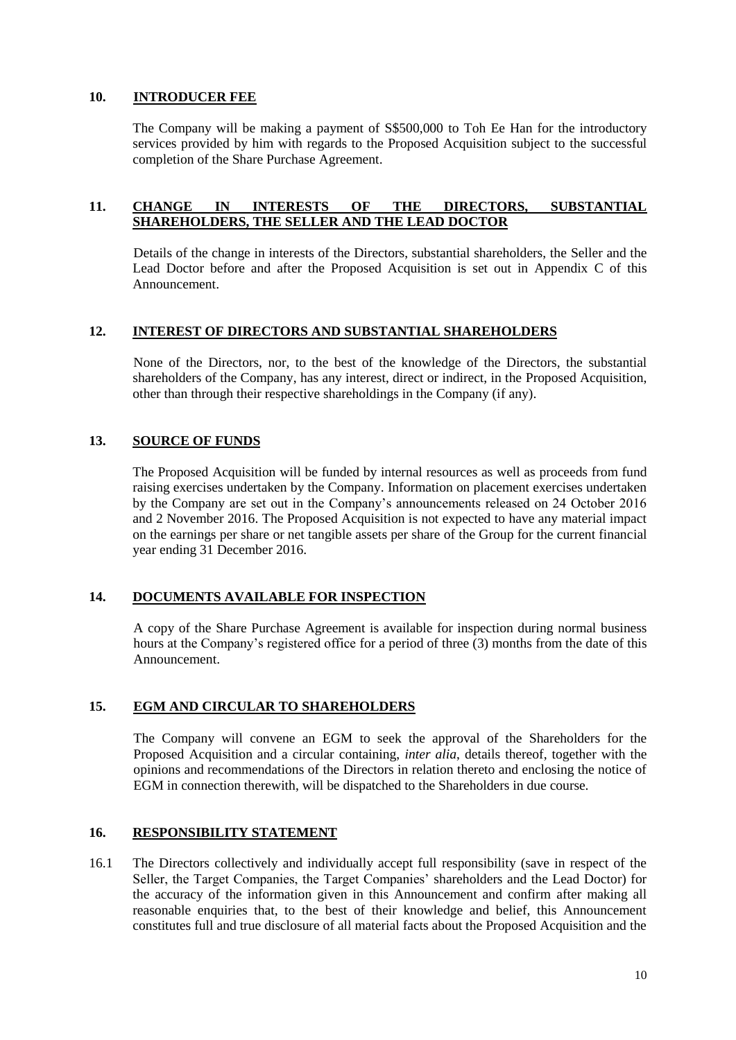## 10. INTRODUCER FEE

The Company will be making a payment of S$500,000 to Toh Ee Han for the introductory services provided by him with regards to the Proposed Acquisition subject to the successful completion of the Share Purchase Agreement.

## 11. CHANGE IN INTERESTS OF THE DIRECTORS, SUBSTANTIAL SHAREHOLDERS, THE SELLER AND THE LEAD DOCTOR

Details of the change in interests of the Directors, substantial shareholders, the Seller and the Lead Doctor before and after the Proposed Acquisition is set out in Appendix C of this Announcement.

## 12. INTEREST OF DIRECTORS AND SUBSTANTIAL SHAREHOLDERS

None of the Directors, nor, to the best of the knowledge of the Directors, the substantial shareholders of the Company, has any interest, direct or indirect, in the Proposed Acquisition, other than through their respective shareholdings in the Company (if any).

## 13. SOURCE OF FUNDS

The Proposed Acquisition will be funded by internal resources as well as proceeds from fund raising exercises undertaken by the Company. Information on placement exercises undertaken by the Company are set out in the Company's announcements released on 24 October 2016 and 2 November 2016. The Proposed Acquisition is not expected to have any material impact on the earnings per share or net tangible assets per share of the Group for the current financial year ending 31 December 2016.

## 14. DOCUMENTS AVAILABLE FOR INSPECTION

A copy of the Share Purchase Agreement is available for inspection during normal business hours at the Company's registered office for a period of three (3) months from the date of this Announcement.

## 15. EGM AND CIRCULAR TO SHAREHOLDERS

The Company will convene an EGM to seek the approval of the Shareholders for the Proposed Acquisition and a circular containing, *inter alia*, details thereof, together with the opinions and recommendations of the Directors in relation thereto and enclosing the notice of EGM in connection therewith, will be dispatched to the Shareholders in due course.

## 16. RESPONSIBILITY STATEMENT

16.1 The Directors collectively and individually accept full responsibility (save in respect of the Seller, the Target Companies, the Target Companies' shareholders and the Lead Doctor) for the accuracy of the information given in this Announcement and confirm after making all reasonable enquiries that, to the best of their knowledge and belief, this Announcement constitutes full and true disclosure of all material facts about the Proposed Acquisition and the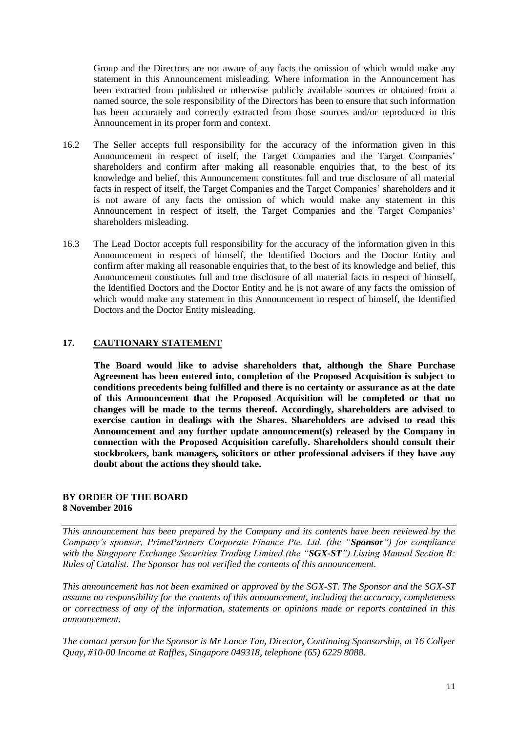Group and the Directors are not aware of any facts the omission of which would make any statement in this Announcement misleading. Where information in the Announcement has been extracted from published or otherwise publicly available sources or obtained from a named source, the sole responsibility of the Directors has been to ensure that such information has been accurately and correctly extracted from those sources and/or reproduced in this Announcement in its proper form and context.

16.2 The Seller accepts full responsibility for the accuracy of the information given in this Announcement in respect of itself, the Target Companies and the Target Companies' shareholders and confirm after making all reasonable enquiries that, to the best of its knowledge and belief, this Announcement constitutes full and true disclosure of all material facts in respect of itself, the Target Companies and the Target Companies' shareholders and it is not aware of any facts the omission of which would make any statement in this Announcement in respect of itself, the Target Companies and the Target Companies' shareholders misleading.

16.3 The Lead Doctor accepts full responsibility for the accuracy of the information given in this Announcement in respect of himself, the Identified Doctors and the Doctor Entity and confirm after making all reasonable enquiries that, to the best of its knowledge and belief, this Announcement constitutes full and true disclosure of all material facts in respect of himself, the Identified Doctors and the Doctor Entity and he is not aware of any facts the omission of which would make any statement in this Announcement in respect of himself, the Identified Doctors and the Doctor Entity misleading.

## 17. CAUTIONARY STATEMENT

**The Board would like to advise shareholders that, although the Share Purchase Agreement has been entered into, completion of the Proposed Acquisition is subject to conditions precedents being fulfilled and there is no certainty or assurance as at the date of this Announcement that the Proposed Acquisition will be completed or that no changes will be made to the terms thereof. Accordingly, shareholders are advised to exercise caution in dealings with the Shares. Shareholders are advised to read this Announcement and any further update announcement(s) released by the Company in connection with the Proposed Acquisition carefully. Shareholders should consult their stockbrokers, bank managers, solicitors or other professional advisers if they have any doubt about the actions they should take.**

**BY ORDER OF THE BOARD**
**8 November 2016**

*This announcement has been prepared by the Company and its contents have been reviewed by the Company's sponsor, PrimePartners Corporate Finance Pte. Ltd. (the "**Sponsor**") for compliance with the Singapore Exchange Securities Trading Limited (the "**SGX-ST**") Listing Manual Section B: Rules of Catalist. The Sponsor has not verified the contents of this announcement.*

*This announcement has not been examined or approved by the SGX-ST. The Sponsor and the SGX-ST assume no responsibility for the contents of this announcement, including the accuracy, completeness or correctness of any of the information, statements or opinions made or reports contained in this announcement.*

*The contact person for the Sponsor is Mr Lance Tan, Director, Continuing Sponsorship, at 16 Collyer Quay, #10-00 Income at Raffles, Singapore 049318, telephone (65) 6229 8088.*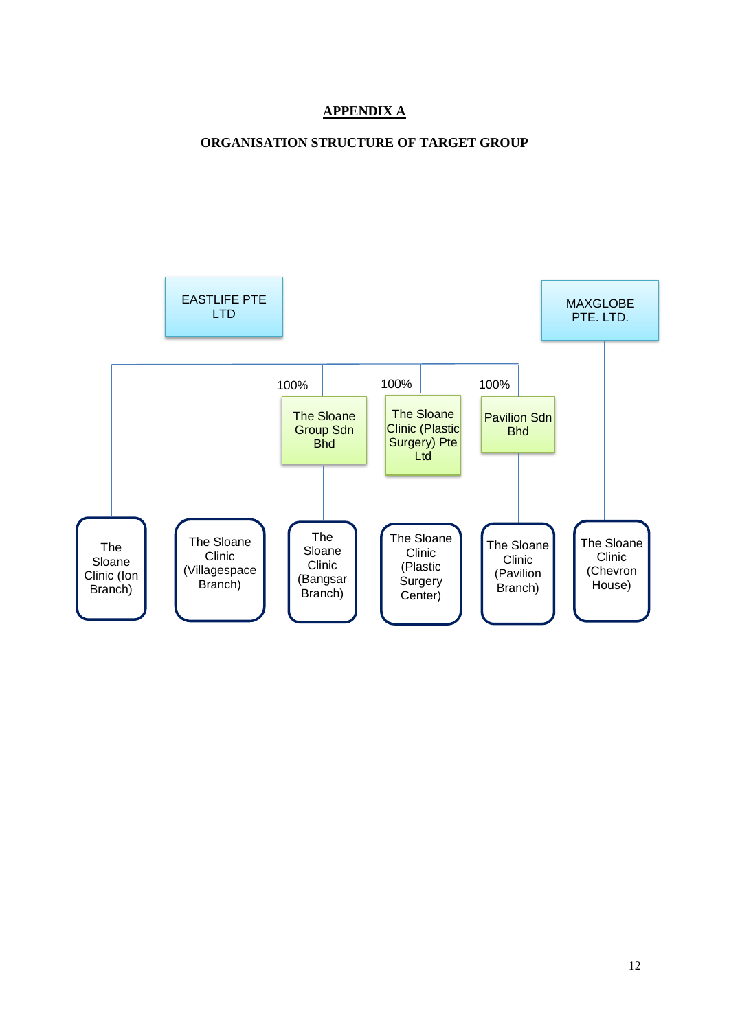# APPENDIX A

## ORGANISATION STRUCTURE OF TARGET GROUP

EASTLIFE PTE LTD

MAXGLOBE PTE. LTD.

100% The Sloane Group Sdn Bhd

100% The Sloane Clinic (Plastic Surgery) Pte Ltd

100% Pavilion Sdn Bhd

The Sloane Clinic (Ion Branch)

The Sloane Clinic (Villagespace Branch)

The Sloane Clinic (Bangsar Branch)

The Sloane Clinic (Plastic Surgery Center)

The Sloane Clinic (Pavilion Branch)

The Sloane Clinic (Chevron House)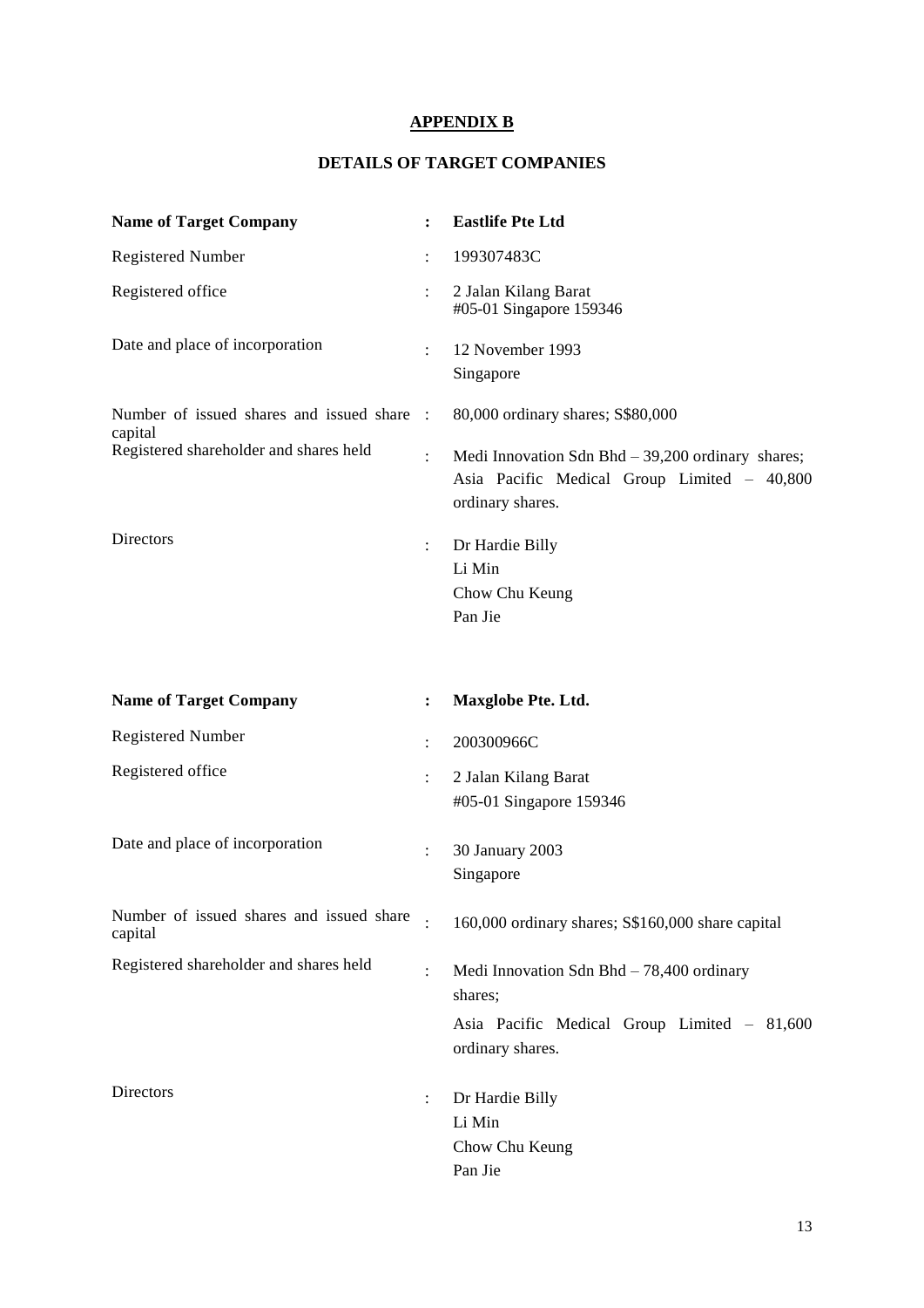# APPENDIX B

## DETAILS OF TARGET COMPANIES

| **Name of Target Company** | **:** | **Eastlife Pte Ltd** |
|---|---|---|
| Registered Number | : | 199307483C |
| Registered office | : | 2 Jalan Kilang Barat<br>#05-01 Singapore 159346 |
| Date and place of incorporation | : | 12 November 1993<br>Singapore |
| Number of issued shares and issued share capital | : | 80,000 ordinary shares; S$80,000 |
| Registered shareholder and shares held | : | Medi Innovation Sdn Bhd – 39,200 ordinary shares;<br>Asia Pacific Medical Group Limited – 40,800 ordinary shares. |
| Directors | : | Dr Hardie Billy<br>Li Min<br>Chow Chu Keung<br>Pan Jie |

| **Name of Target Company** | **:** | **Maxglobe Pte. Ltd.** |
|---|---|---|
| Registered Number | : | 200300966C |
| Registered office | : | 2 Jalan Kilang Barat<br>#05-01 Singapore 159346 |
| Date and place of incorporation | : | 30 January 2003<br>Singapore |
| Number of issued shares and issued share capital | : | 160,000 ordinary shares; S$160,000 share capital |
| Registered shareholder and shares held | : | Medi Innovation Sdn Bhd – 78,400 ordinary shares;<br>Asia Pacific Medical Group Limited – 81,600 ordinary shares. |
| Directors | : | Dr Hardie Billy<br>Li Min<br>Chow Chu Keung<br>Pan Jie |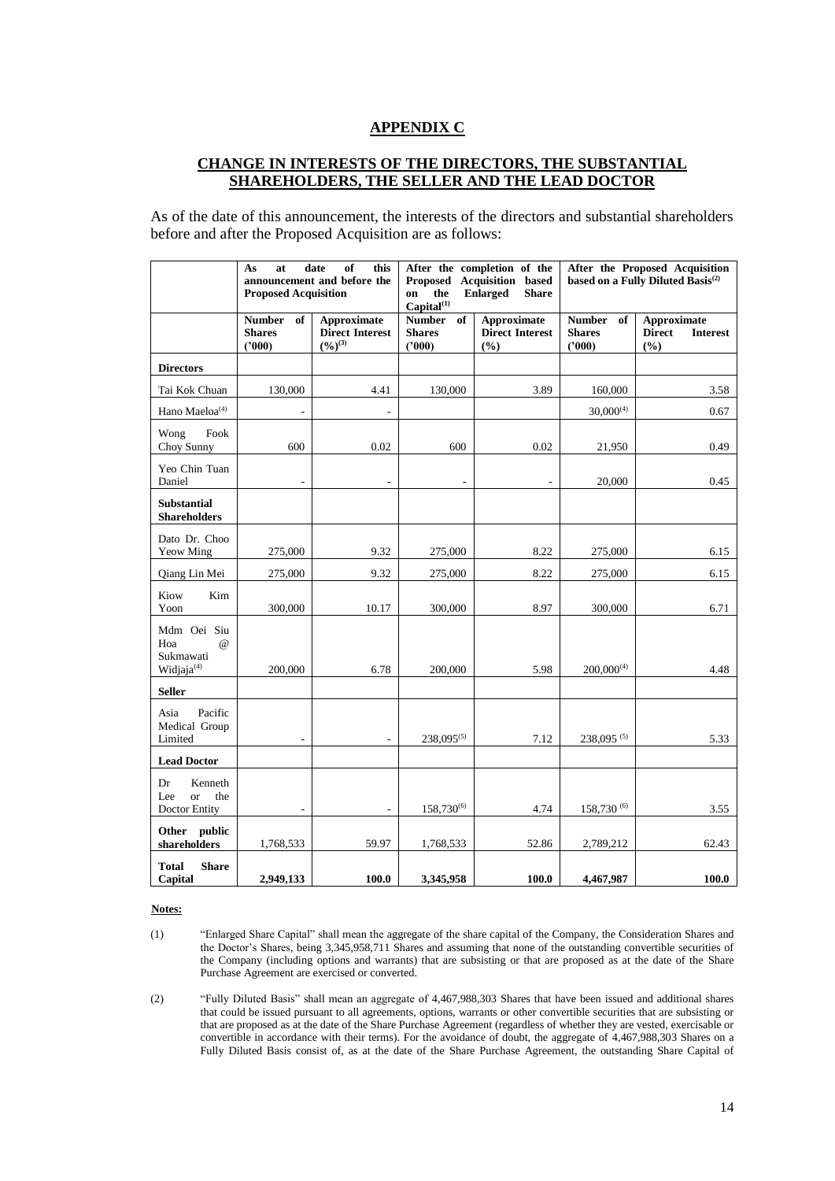## APPENDIX C

## CHANGE IN INTERESTS OF THE DIRECTORS, THE SUBSTANTIAL SHAREHOLDERS, THE SELLER AND THE LEAD DOCTOR

As of the date of this announcement, the interests of the directors and substantial shareholders before and after the Proposed Acquisition are as follows:

| | As at date of this announcement and before the Proposed Acquisition | | After the completion of the Proposed Acquisition based on the Enlarged Share Capital(1) | | After the Proposed Acquisition based on a Fully Diluted Basis(2) | |
|---|---|---|---|---|---|---|
| | **Number of Shares ('000)** | **Approximate Direct Interest (%)(3)** | **Number of Shares ('000)** | **Approximate Direct Interest (%)** | **Number of Shares ('000)** | **Approximate Direct Interest (%)** |
| **Directors** | | | | | | |
| Tai Kok Chuan | 130,000 | 4.41 | 130,000 | 3.89 | 160,000 | 3.58 |
| Hano Maeloa(4) | - | - | | | 30,000(4) | 0.67 |
| Wong Fook Choy Sunny | 600 | 0.02 | 600 | 0.02 | 21,950 | 0.49 |
| Yeo Chin Tuan Daniel | - | - | - | - | 20,000 | 0.45 |
| **Substantial Shareholders** | | | | | | |
| Dato Dr. Choo Yeow Ming | 275,000 | 9.32 | 275,000 | 8.22 | 275,000 | 6.15 |
| Qiang Lin Mei | 275,000 | 9.32 | 275,000 | 8.22 | 275,000 | 6.15 |
| Kiow Kim Yoon | 300,000 | 10.17 | 300,000 | 8.97 | 300,000 | 6.71 |
| Mdm Oei Siu Hoa @ Sukmawati Widjaja(4) | 200,000 | 6.78 | 200,000 | 5.98 | 200,000(4) | 4.48 |
| **Seller** | | | | | | |
| Asia Pacific Medical Group Limited | - | - | 238,095(5) | 7.12 | 238,095 (5) | 5.33 |
| **Lead Doctor** | | | | | | |
| Dr Kenneth Lee or the Doctor Entity | - | - | 158,730(6) | 4.74 | 158,730 (6) | 3.55 |
| **Other public shareholders** | 1,768,533 | 59.97 | 1,768,533 | 52.86 | 2,789,212 | 62.43 |
| **Total Share Capital** | **2,949,133** | **100.0** | **3,345,958** | **100.0** | **4,467,987** | **100.0** |

**Notes:**

(1) "Enlarged Share Capital" shall mean the aggregate of the share capital of the Company, the Consideration Shares and the Doctor's Shares, being 3,345,958,711 Shares and assuming that none of the outstanding convertible securities of the Company (including options and warrants) that are subsisting or that are proposed as at the date of the Share Purchase Agreement are exercised or converted.

(2) "Fully Diluted Basis" shall mean an aggregate of 4,467,988,303 Shares that have been issued and additional shares that could be issued pursuant to all agreements, options, warrants or other convertible securities that are subsisting or that are proposed as at the date of the Share Purchase Agreement (regardless of whether they are vested, exercisable or convertible in accordance with their terms). For the avoidance of doubt, the aggregate of 4,467,988,303 Shares on a Fully Diluted Basis consist of, as at the date of the Share Purchase Agreement, the outstanding Share Capital of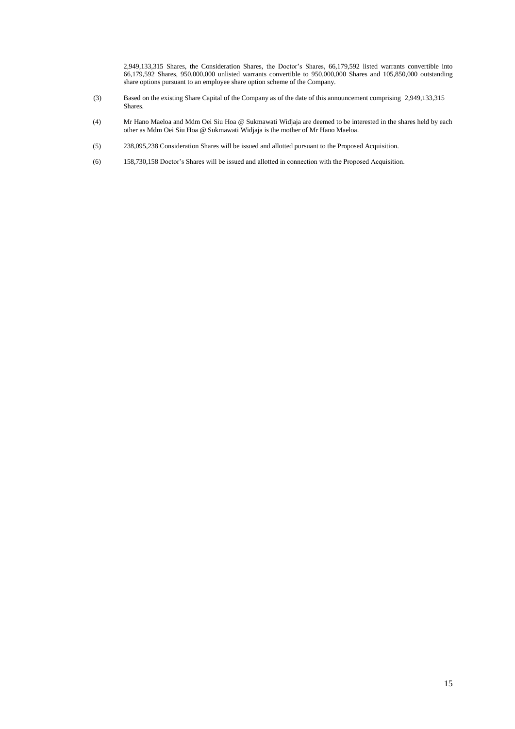2,949,133,315 Shares, the Consideration Shares, the Doctor's Shares, 66,179,592 listed warrants convertible into 66,179,592 Shares, 950,000,000 unlisted warrants convertible to 950,000,000 Shares and 105,850,000 outstanding share options pursuant to an employee share option scheme of the Company.

(3) Based on the existing Share Capital of the Company as of the date of this announcement comprising 2,949,133,315 Shares.

(4) Mr Hano Maeloa and Mdm Oei Siu Hoa @ Sukmawati Widjaja are deemed to be interested in the shares held by each other as Mdm Oei Siu Hoa @ Sukmawati Widjaja is the mother of Mr Hano Maeloa.

(5) 238,095,238 Consideration Shares will be issued and allotted pursuant to the Proposed Acquisition.

(6) 158,730,158 Doctor's Shares will be issued and allotted in connection with the Proposed Acquisition.